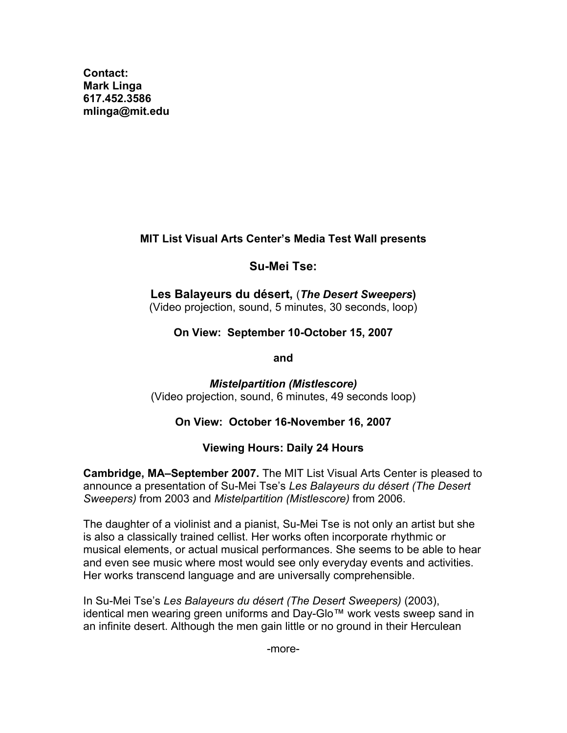**Contact:**
**Mark Linga**
**617.452.3586**
**mlinga@mit.edu**

**MIT List Visual Arts Center's Media Test Wall presents**

## Su-Mei Tse:

## Les Balayeurs du désert, (*The Desert Sweepers*)

(Video projection, sound, 5 minutes, 30 seconds, loop)

**On View: September 10-October 15, 2007**

**and**

***Mistelpartition (Mistlescore)***

(Video projection, sound, 6 minutes, 49 seconds loop)

**On View: October 16-November 16, 2007**

**Viewing Hours: Daily 24 Hours**

**Cambridge, MA–September 2007.** The MIT List Visual Arts Center is pleased to announce a presentation of Su-Mei Tse's *Les Balayeurs du désert (The Desert Sweepers)* from 2003 and *Mistelpartition (Mistlescore)* from 2006.

The daughter of a violinist and a pianist, Su-Mei Tse is not only an artist but she is also a classically trained cellist. Her works often incorporate rhythmic or musical elements, or actual musical performances. She seems to be able to hear and even see music where most would see only everyday events and activities. Her works transcend language and are universally comprehensible.

In Su-Mei Tse's *Les Balayeurs du désert (The Desert Sweepers)* (2003), identical men wearing green uniforms and Day-Glo™ work vests sweep sand in an infinite desert. Although the men gain little or no ground in their Herculean

-more-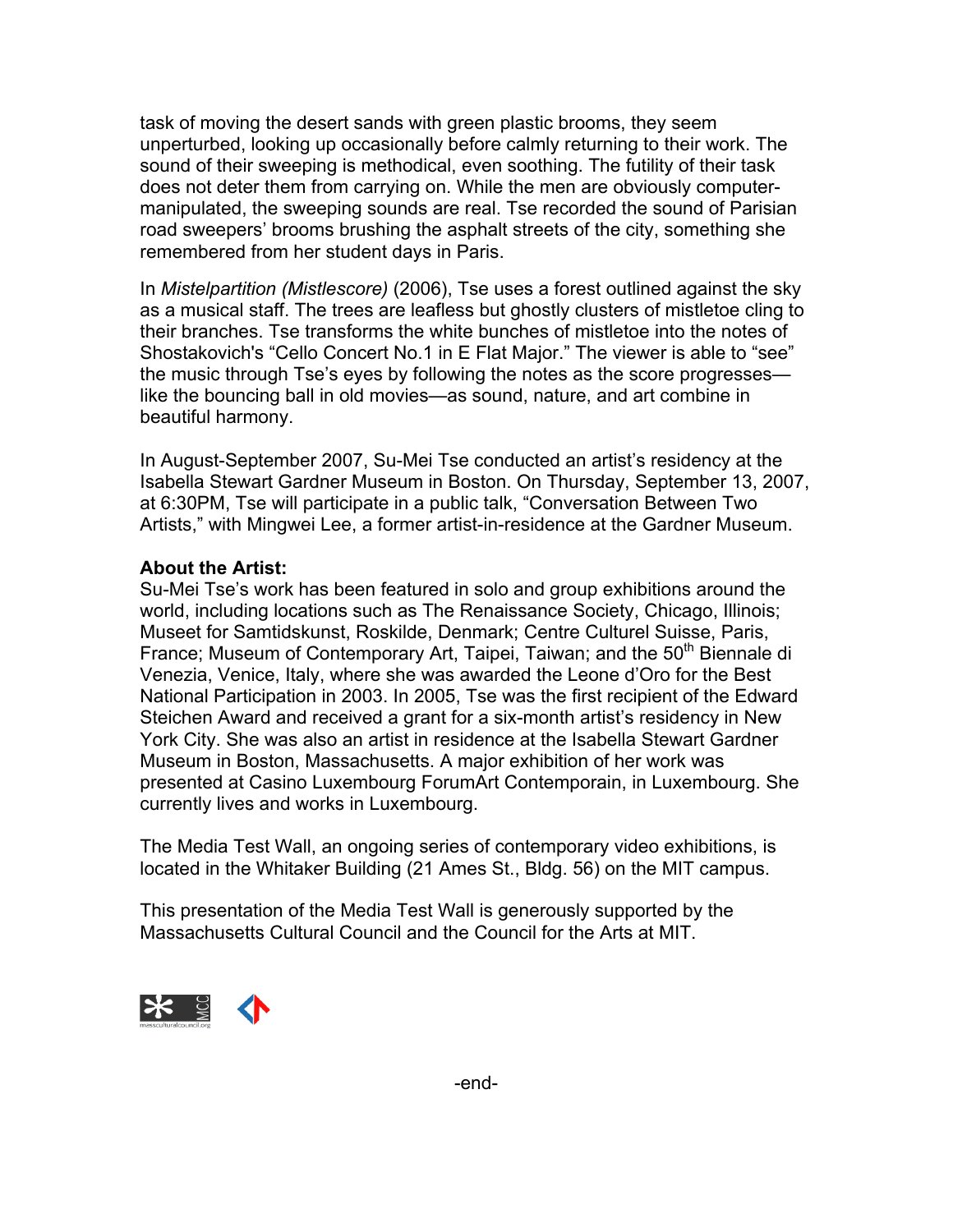task of moving the desert sands with green plastic brooms, they seem unperturbed, looking up occasionally before calmly returning to their work. The sound of their sweeping is methodical, even soothing. The futility of their task does not deter them from carrying on. While the men are obviously computer-manipulated, the sweeping sounds are real. Tse recorded the sound of Parisian road sweepers' brooms brushing the asphalt streets of the city, something she remembered from her student days in Paris.

In *Mistelpartition (Mistlescore)* (2006), Tse uses a forest outlined against the sky as a musical staff. The trees are leafless but ghostly clusters of mistletoe cling to their branches. Tse transforms the white bunches of mistletoe into the notes of Shostakovich's "Cello Concert No.1 in E Flat Major." The viewer is able to "see" the music through Tse's eyes by following the notes as the score progresses—like the bouncing ball in old movies—as sound, nature, and art combine in beautiful harmony.

In August-September 2007, Su-Mei Tse conducted an artist's residency at the Isabella Stewart Gardner Museum in Boston. On Thursday, September 13, 2007, at 6:30PM, Tse will participate in a public talk, "Conversation Between Two Artists," with Mingwei Lee, a former artist-in-residence at the Gardner Museum.

**About the Artist:**
Su-Mei Tse's work has been featured in solo and group exhibitions around the world, including locations such as The Renaissance Society, Chicago, Illinois; Museet for Samtidskunst, Roskilde, Denmark; Centre Culturel Suisse, Paris, France; Museum of Contemporary Art, Taipei, Taiwan; and the 50th Biennale di Venezia, Venice, Italy, where she was awarded the Leone d'Oro for the Best National Participation in 2003. In 2005, Tse was the first recipient of the Edward Steichen Award and received a grant for a six-month artist's residency in New York City. She was also an artist in residence at the Isabella Stewart Gardner Museum in Boston, Massachusetts. A major exhibition of her work was presented at Casino Luxembourg ForumArt Contemporain, in Luxembourg. She currently lives and works in Luxembourg.

The Media Test Wall, an ongoing series of contemporary video exhibitions, is located in the Whitaker Building (21 Ames St., Bldg. 56) on the MIT campus.

This presentation of the Media Test Wall is generously supported by the Massachusetts Cultural Council and the Council for the Arts at MIT.

MCC
massculturalcouncil.org

-end-